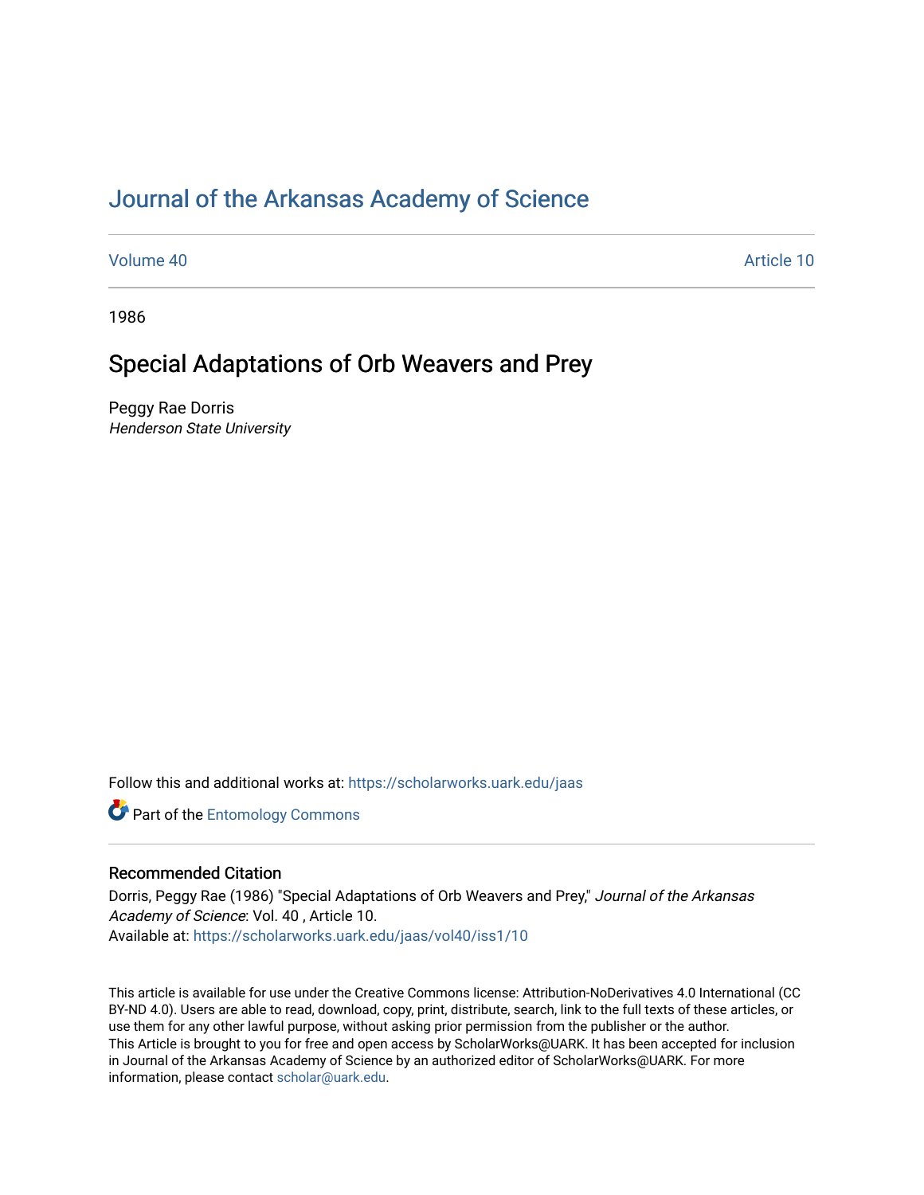# Journal of the Arkansas Academy of Science

Volume 40 | Article 10

1986

## Special Adaptations of Orb Weavers and Prey

Peggy Rae Dorris
*Henderson State University*

Follow this and additional works at: https://scholarworks.uark.edu/jaas

Part of the Entomology Commons

### Recommended Citation

Dorris, Peggy Rae (1986) "Special Adaptations of Orb Weavers and Prey," *Journal of the Arkansas Academy of Science*: Vol. 40 , Article 10.
Available at: https://scholarworks.uark.edu/jaas/vol40/iss1/10

This article is available for use under the Creative Commons license: Attribution-NoDerivatives 4.0 International (CC BY-ND 4.0). Users are able to read, download, copy, print, distribute, search, link to the full texts of these articles, or use them for any other lawful purpose, without asking prior permission from the publisher or the author.
This Article is brought to you for free and open access by ScholarWorks@UARK. It has been accepted for inclusion in Journal of the Arkansas Academy of Science by an authorized editor of ScholarWorks@UARK. For more information, please contact scholar@uark.edu.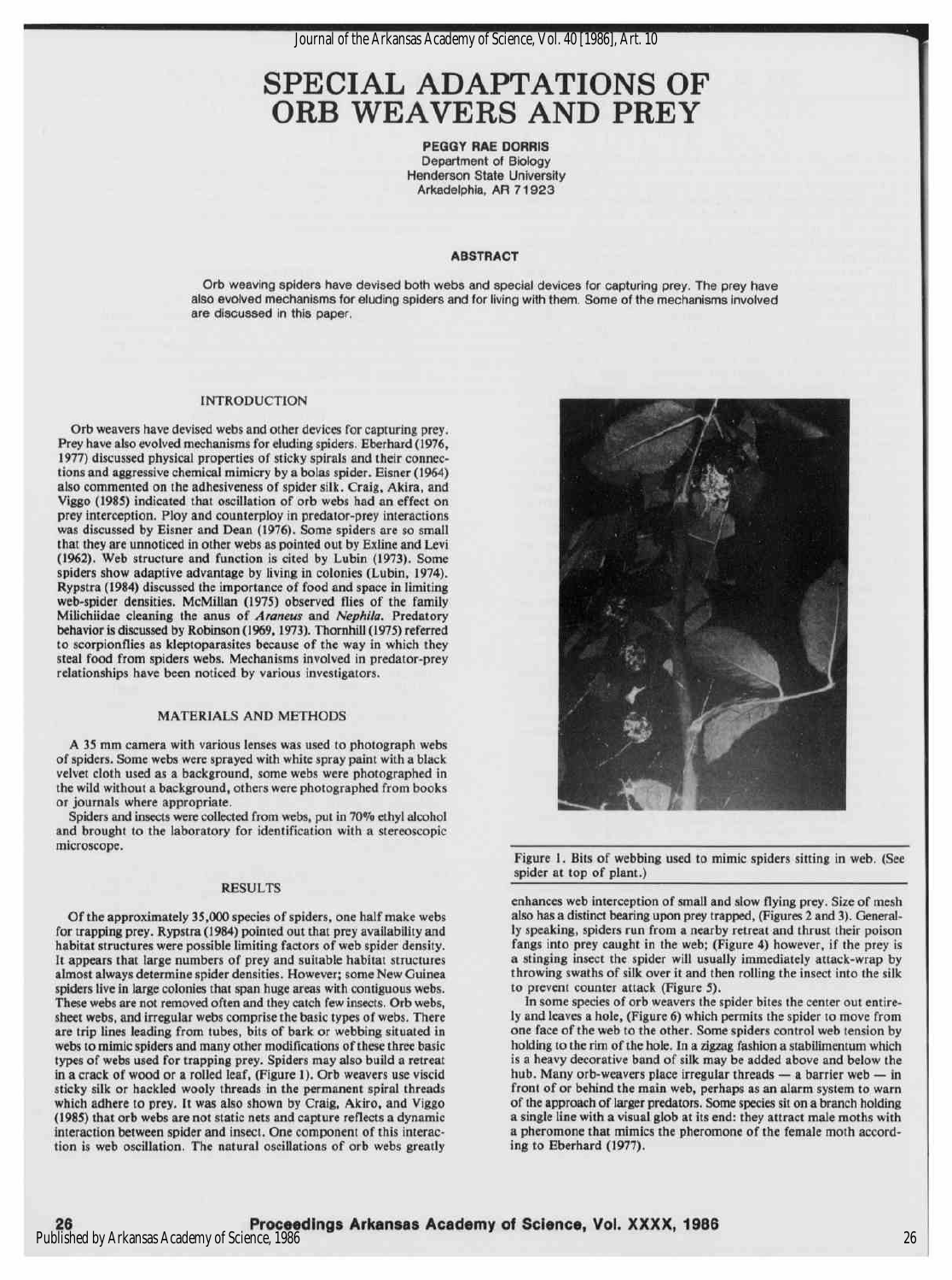# SPECIAL ADAPTATIONS OF ORB WEAVERS AND PREY

**PEGGY RAE DORRIS**
Department of Biology
Henderson State University
Arkadelphia, AR 71923

## ABSTRACT

Orb weaving spiders have devised both webs and special devices for capturing prey. The prey have also evolved mechanisms for eluding spiders and for living with them. Some of the mechanisms involved are discussed in this paper.

## INTRODUCTION

Orb weavers have devised webs and other devices for capturing prey. Prey have also evolved mechanisms for eluding spiders. Eberhard (1976, 1977) discussed physical properties of sticky spirals and their connections and aggressive chemical mimicry by a bolas spider. Eisner (1964) also commented on the adhesiveness of spider silk. Craig, Akira, and Viggo (1985) indicated that oscillation of orb webs had an effect on prey interception. Ploy and counterploy in predator-prey interactions was discussed by Eisner and Dean (1976). Some spiders are so small that they are unnoticed in other webs as pointed out by Exline and Levi (1962). Web structure and function is cited by Lubin (1973). Some spiders show adaptive advantage by living in colonies (Lubin, 1974). Rypstra (1984) discussed the importance of food and space in limiting web-spider densities. McMillan (1975) observed flies of the family Milichiidae cleaning the anus of *Araneus* and *Nephila*. Predatory behavior is discussed by Robinson (1969, 1973). Thornhill (1975) referred to scorpionflies as kleptoparasites because of the way in which they steal food from spiders webs. Mechanisms involved in predator-prey relationships have been noticed by various investigators.

## MATERIALS AND METHODS

A 35 mm camera with various lenses was used to photograph webs of spiders. Some webs were sprayed with white spray paint with a black velvet cloth used as a background, some webs were photographed in the wild without a background, others were photographed from books or journals where appropriate.

Spiders and insects were collected from webs, put in 70% ethyl alcohol and brought to the laboratory for identification with a stereoscopic microscope.

## RESULTS

Of the approximately 35,000 species of spiders, one half make webs for trapping prey. Rypstra (1984) pointed out that prey availability and habitat structures were possible limiting factors of web spider density. It appears that large numbers of prey and suitable habitat structures almost always determine spider densities. However; some New Guinea spiders live in large colonies that span huge areas with contiguous webs. These webs are not removed often and they catch few insects. Orb webs, sheet webs, and irregular webs comprise the basic types of webs. There are trip lines leading from tubes, bits of bark or webbing situated in webs to mimic spiders and many other modifications of these three basic types of webs used for trapping prey. Spiders may also build a retreat in a crack of wood or a rolled leaf, (Figure 1). Orb weavers use viscid sticky silk or hackled wooly threads in the permanent spiral threads which adhere to prey. It was also shown by Craig, Akiro, and Viggo (1985) that orb webs are not static nets and capture reflects a dynamic interaction between spider and insect. One component of this interaction is web oscillation. The natural oscillations of orb webs greatly enhances web interception of small and slow flying prey. Size of mesh also has a distinct bearing upon prey trapped, (Figures 2 and 3). Generally speaking, spiders run from a nearby retreat and thrust their poison fangs into prey caught in the web; (Figure 4) however, if the prey is a stinging insect the spider will usually immediately attack-wrap by throwing swaths of silk over it and then rolling the insect into the silk to prevent counter attack (Figure 5).

Figure 1. Bits of webbing used to mimic spiders sitting in web. (See spider at top of plant.)

In some species of orb weavers the spider bites the center out entirely and leaves a hole, (Figure 6) which permits the spider to move from one face of the web to the other. Some spiders control web tension by holding to the rim of the hole. In a zigzag fashion a stabilimentum which is a heavy decorative band of silk may be added above and below the hub. Many orb-weavers place irregular threads — a barrier web — in front of or behind the main web, perhaps as an alarm system to warn of the approach of larger predators. Some species sit on a branch holding a single line with a visual glob at its end: they attract male moths with a pheromone that mimics the pheromone of the female moth according to Eberhard (1977).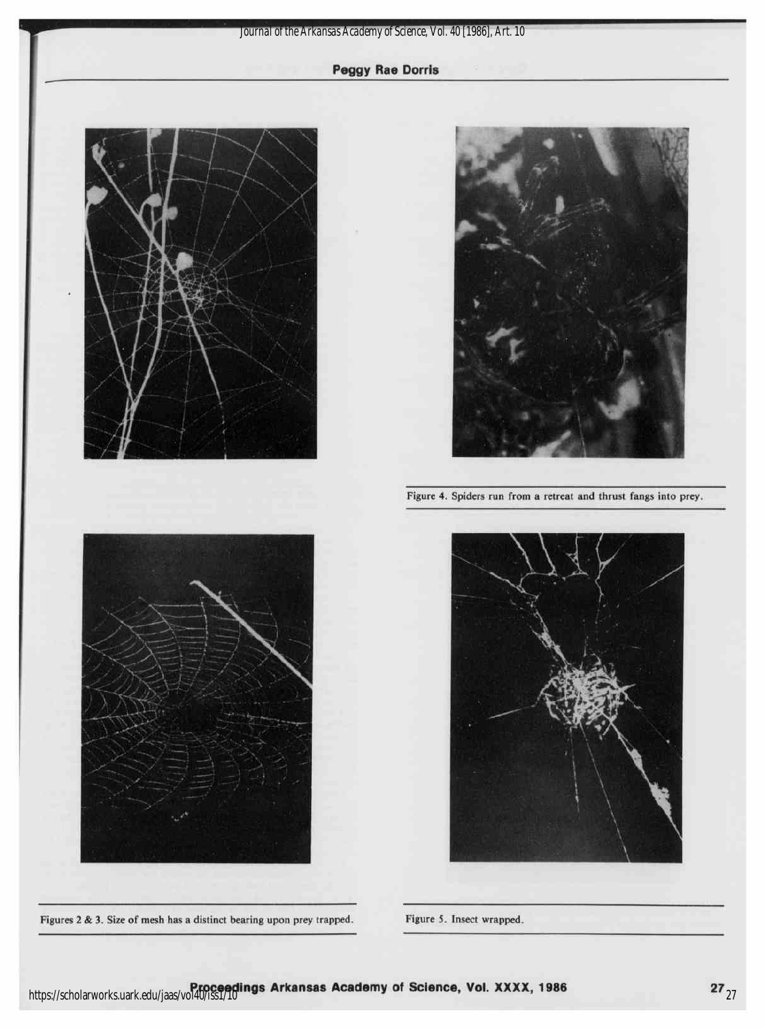Figure 4. Spiders run from a retreat and thrust fangs into prey.

Figures 2 & 3. Size of mesh has a distinct bearing upon prey trapped.

Figure 5. Insect wrapped.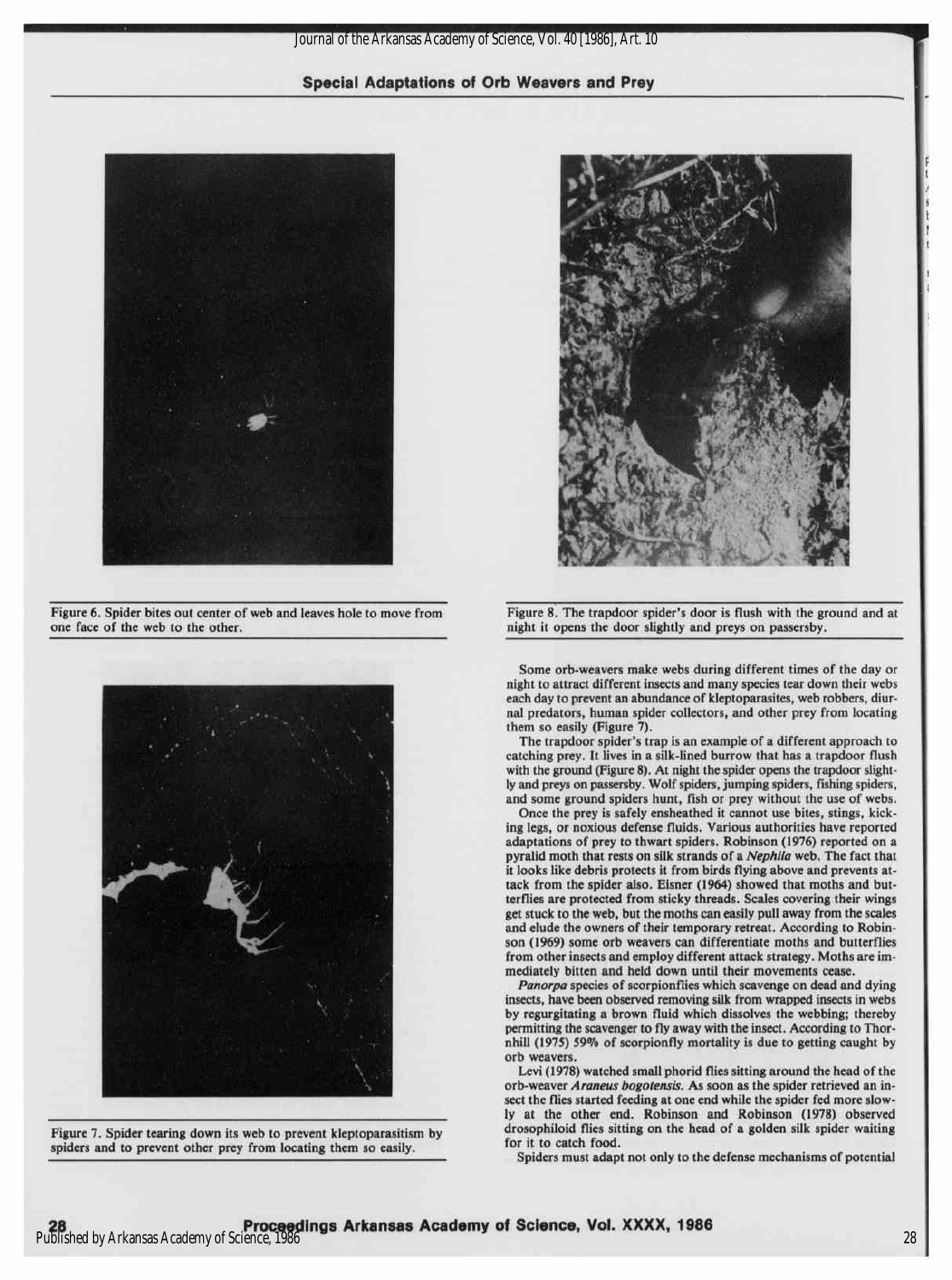Figure 6. Spider bites out center of web and leaves hole to move from one face of the web to the other.

Figure 7. Spider tearing down its web to prevent kleptoparasitism by spiders and to prevent other prey from locating them so easily.

Figure 8. The trapdoor spider's door is flush with the ground and at night it opens the door slightly and preys on passersby.

Some orb-weavers make webs during different times of the day or night to attract different insects and many species tear down their webs each day to prevent an abundance of kleptoparasites, web robbers, diurnal predators, human spider collectors, and other prey from locating them so easily (Figure 7).

The trapdoor spider's trap is an example of a different approach to catching prey. It lives in a silk-lined burrow that has a trapdoor flush with the ground (Figure 8). At night the spider opens the trapdoor slightly and preys on passersby. Wolf spiders, jumping spiders, fishing spiders, and some ground spiders hunt, fish or prey without the use of webs.

Once the prey is safely ensheathed it cannot use bites, stings, kicking legs, or noxious defense fluids. Various authorities have reported adaptations of prey to thwart spiders. Robinson (1976) reported on a pyralid moth that rests on silk strands of a *Nephila* web. The fact that it looks like debris protects it from birds flying above and prevents attack from the spider also. Eisner (1964) showed that moths and butterflies are protected from sticky threads. Scales covering their wings get stuck to the web, but the moths can easily pull away from the scales and elude the owners of their temporary retreat. According to Robinson (1969) some orb weavers can differentiate moths and butterflies from other insects and employ different attack strategy. Moths are immediately bitten and held down until their movements cease.

*Panorpa* species of scorpionflies which scavenge on dead and dying insects, have been observed removing silk from wrapped insects in webs by regurgitating a brown fluid which dissolves the webbing; thereby permitting the scavenger to fly away with the insect. According to Thornhill (1975) 59% of scorpionfly mortality is due to getting caught by orb weavers.

Levi (1978) watched small phorid flies sitting around the head of the orb-weaver *Araneus bogotensis*. As soon as the spider retrieved an insect the flies started feeding at one end while the spider fed more slowly at the other end. Robinson and Robinson (1978) observed drosophiloid flies sitting on the head of a golden silk spider waiting for it to catch food.

Spiders must adapt not only to the defense mechanisms of potential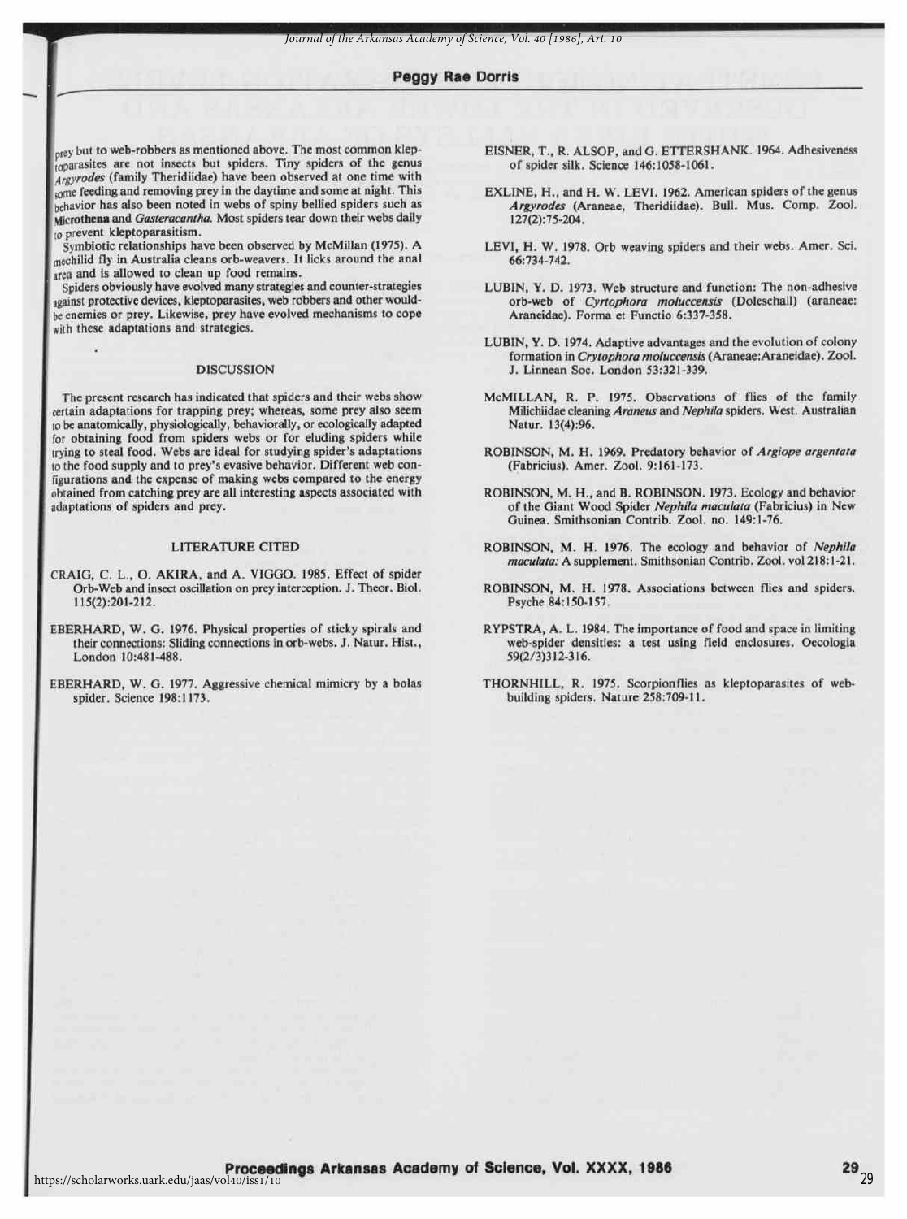prey but to web-robbers as mentioned above. The most common kleptoparasites are not insects but spiders. Tiny spiders of the genus *Argyrodes* (family Theridiidae) have been observed at one time with some feeding and removing prey in the daytime and some at night. This behavior has also been noted in webs of spiny bellied spiders such as **Microthena** and *Gasteracantha*. Most spiders tear down their webs daily to prevent kleptoparasitism.

Symbiotic relationships have been observed by McMillan (1975). A mechilid fly in Australia cleans orb-weavers. It licks around the anal area and is allowed to clean up food remains.

Spiders obviously have evolved many strategies and counter-strategies against protective devices, kleptoparasites, web robbers and other would-be enemies or prey. Likewise, prey have evolved mechanisms to cope with these adaptations and strategies.

## DISCUSSION

The present research has indicated that spiders and their webs show certain adaptations for trapping prey; whereas, some prey also seem to be anatomically, physiologically, behaviorally, or ecologically adapted for obtaining food from spiders webs or for eluding spiders while trying to steal food. Webs are ideal for studying spider's adaptations to the food supply and to prey's evasive behavior. Different web configurations and the expense of making webs compared to the energy obtained from catching prey are all interesting aspects associated with adaptations of spiders and prey.

## LITERATURE CITED

CRAIG, C. L., O. AKIRA, and A. VIGGO. 1985. Effect of spider Orb-Web and insect oscillation on prey interception. J. Theor. Biol. 115(2):201-212.

EBERHARD, W. G. 1976. Physical properties of sticky spirals and their connections: Sliding connections in orb-webs. J. Natur. Hist., London 10:481-488.

EBERHARD, W. G. 1977. Aggressive chemical mimicry by a bolas spider. Science 198:1173.

EISNER, T., R. ALSOP, and G. ETTERSHANK. 1964. Adhesiveness of spider silk. Science 146:1058-1061.

EXLINE, H., and H. W. LEVI. 1962. American spiders of the genus *Argyrodes* (Araneae, Theridiidae). Bull. Mus. Comp. Zool. 127(2):75-204.

LEVI, H. W. 1978. Orb weaving spiders and their webs. Amer. Sci. 66:734-742.

LUBIN, Y. D. 1973. Web structure and function: The non-adhesive orb-web of *Cyrtophora moluccensis* (Doleschall) (araneae: Araneidae). Forma et Functio 6:337-358.

LUBIN, Y. D. 1974. Adaptive advantages and the evolution of colony formation in *Crytophora moluccensis* (Araneae:Araneidae). Zool. J. Linnean Soc. London 53:321-339.

McMILLAN, R. P. 1975. Observations of flies of the family Milichiidae cleaning *Araneus* and *Nephila* spiders. West. Australian Natur. 13(4):96.

ROBINSON, M. H. 1969. Predatory behavior of *Argiope argentata* (Fabricius). Amer. Zool. 9:161-173.

ROBINSON, M. H., and B. ROBINSON. 1973. Ecology and behavior of the Giant Wood Spider *Nephila maculata* (Fabricius) in New Guinea. Smithsonian Contrib. Zool. no. 149:1-76.

ROBINSON, M. H. 1976. The ecology and behavior of *Nephila maculata:* A supplement. Smithsonian Contrib. Zool. vol 218:1-21.

ROBINSON, M. H. 1978. Associations between flies and spiders. Psyche 84:150-157.

RYPSTRA, A. L. 1984. The importance of food and space in limiting web-spider densities: a test using field enclosures. Oecologia 59(2/3)312-316.

THORNHILL, R. 1975. Scorpionflies as kleptoparasites of web-building spiders. Nature 258:709-11.